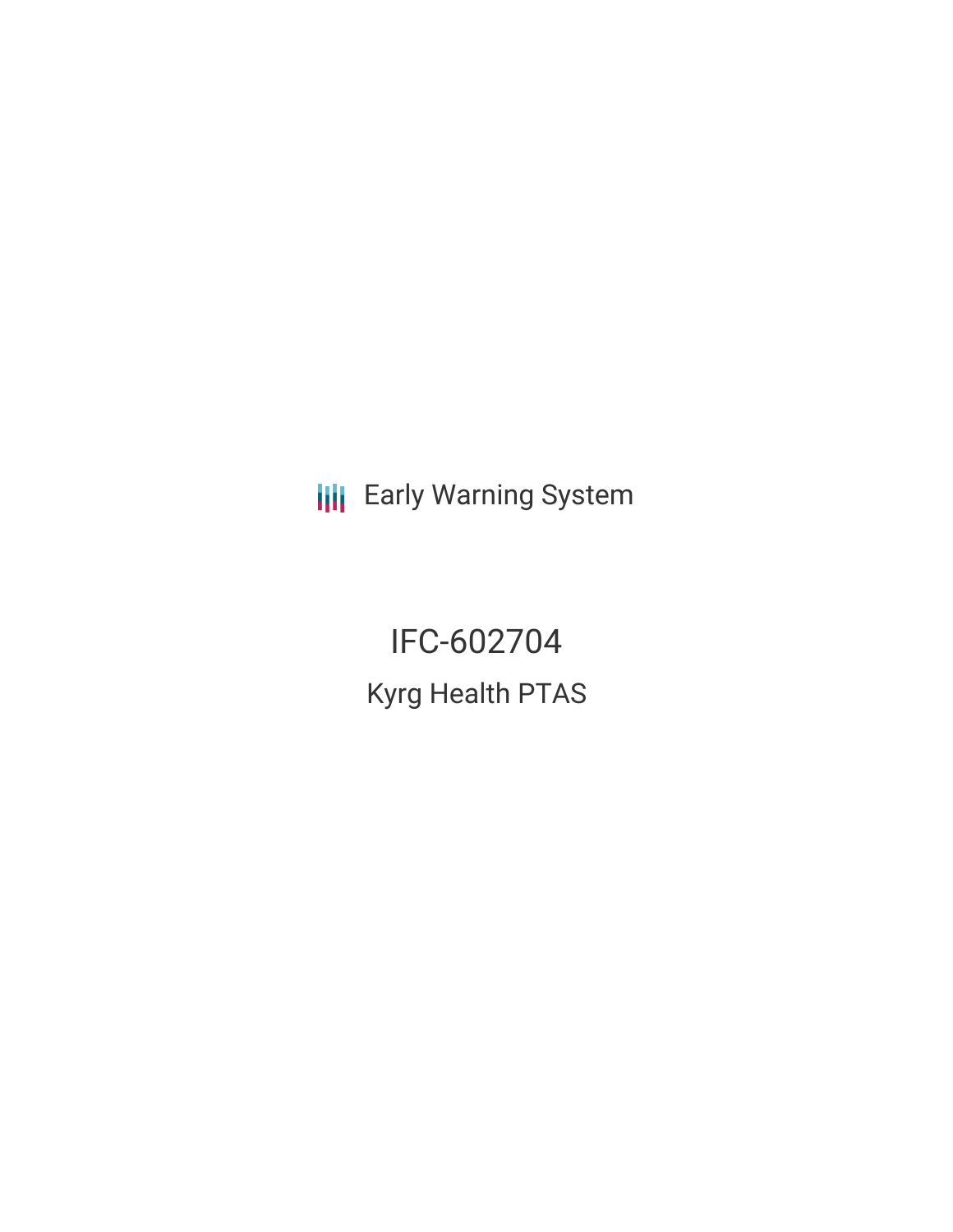Early Warning System

# IFC-602704

## Kyrg Health PTAS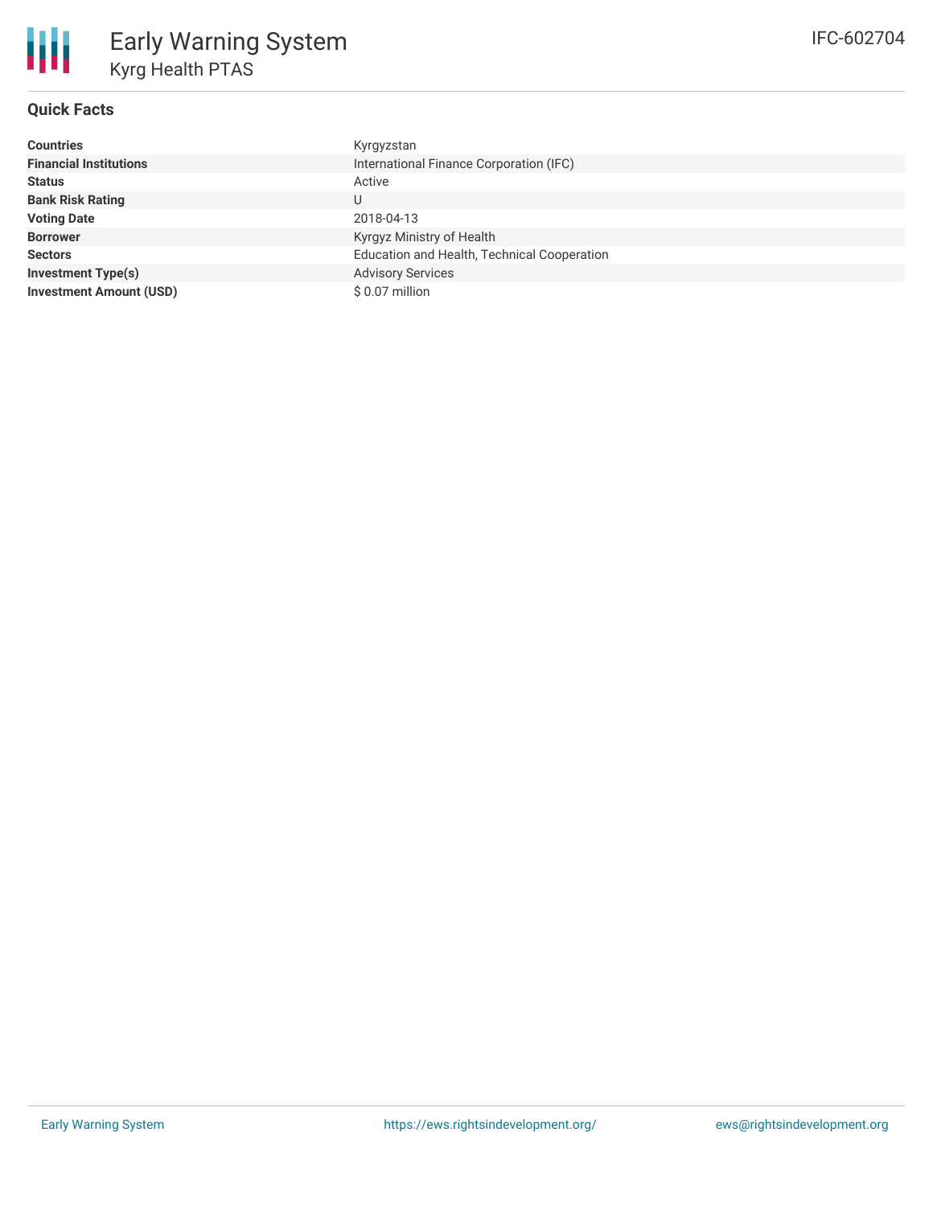# Early Warning System

## Kyrg Health PTAS

IFC-602704

### Quick Facts

| | |
|---|---|
| **Countries** | Kyrgyzstan |
| **Financial Institutions** | International Finance Corporation (IFC) |
| **Status** | Active |
| **Bank Risk Rating** | U |
| **Voting Date** | 2018-04-13 |
| **Borrower** | Kyrgyz Ministry of Health |
| **Sectors** | Education and Health, Technical Cooperation |
| **Investment Type(s)** | Advisory Services |
| **Investment Amount (USD)** | $ 0.07 million |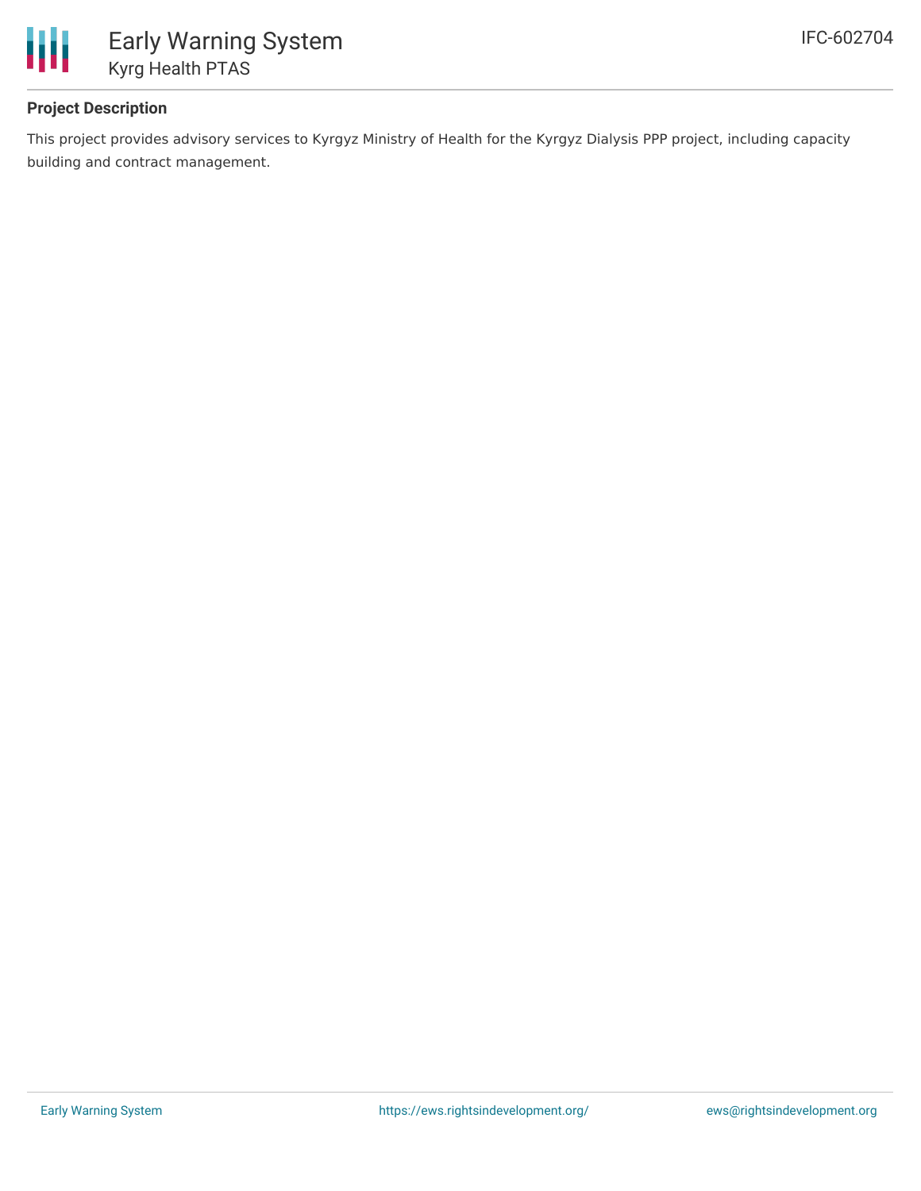## Project Description

This project provides advisory services to Kyrgyz Ministry of Health for the Kyrgyz Dialysis PPP project, including capacity building and contract management.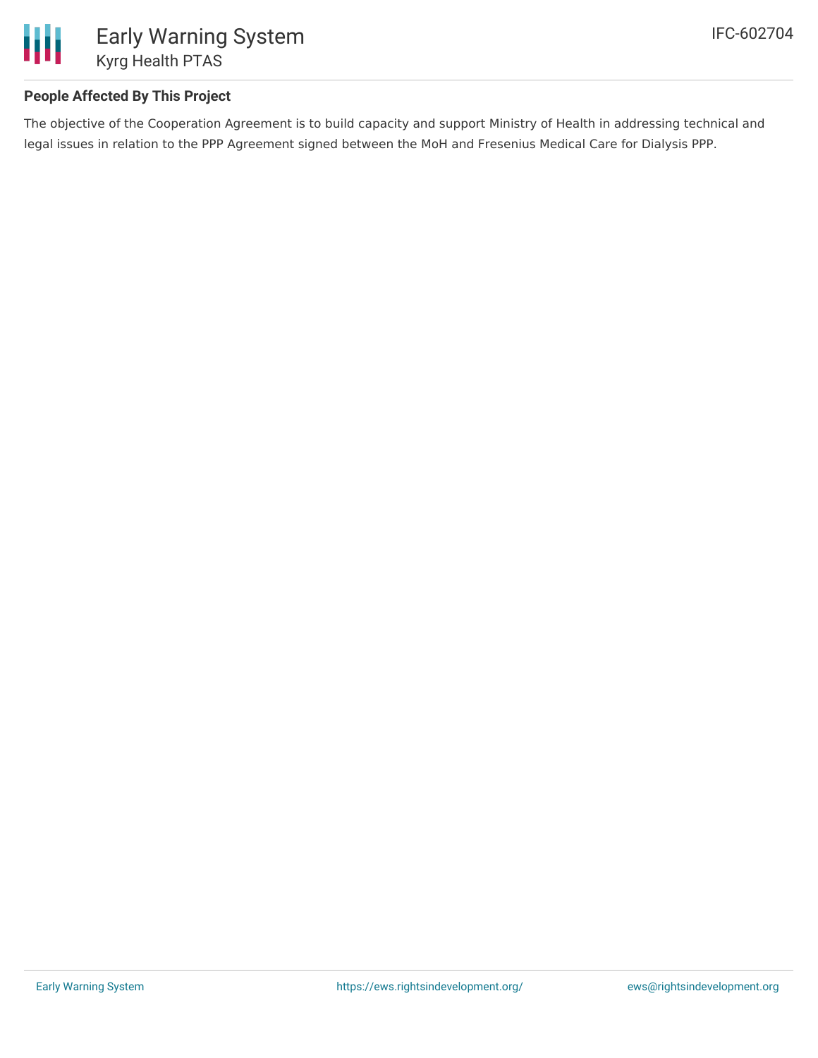## People Affected By This Project

The objective of the Cooperation Agreement is to build capacity and support Ministry of Health in addressing technical and legal issues in relation to the PPP Agreement signed between the MoH and Fresenius Medical Care for Dialysis PPP.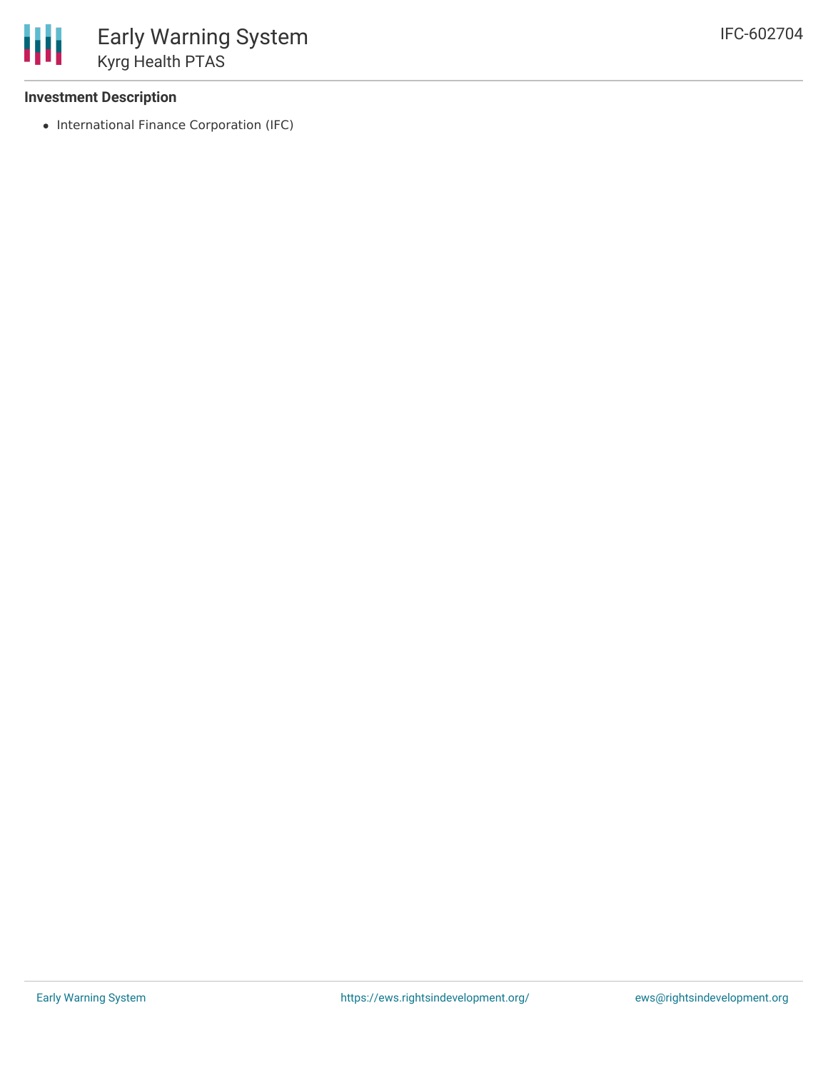### Investment Description

- International Finance Corporation (IFC)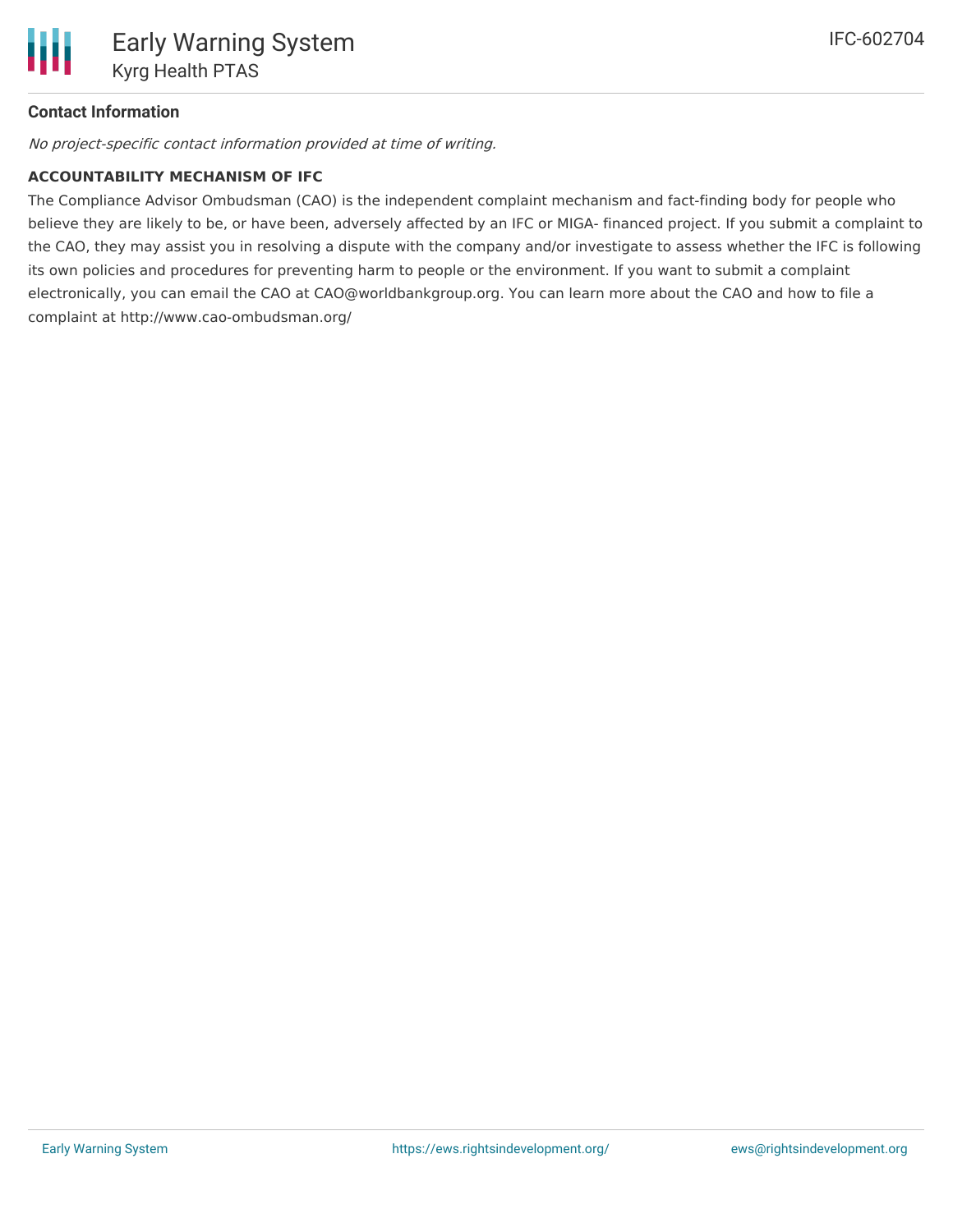## Contact Information

*No project-specific contact information provided at time of writing.*

### ACCOUNTABILITY MECHANISM OF IFC

The Compliance Advisor Ombudsman (CAO) is the independent complaint mechanism and fact-finding body for people who believe they are likely to be, or have been, adversely affected by an IFC or MIGA- financed project. If you submit a complaint to the CAO, they may assist you in resolving a dispute with the company and/or investigate to assess whether the IFC is following its own policies and procedures for preventing harm to people or the environment. If you want to submit a complaint electronically, you can email the CAO at CAO@worldbankgroup.org. You can learn more about the CAO and how to file a complaint at http://www.cao-ombudsman.org/